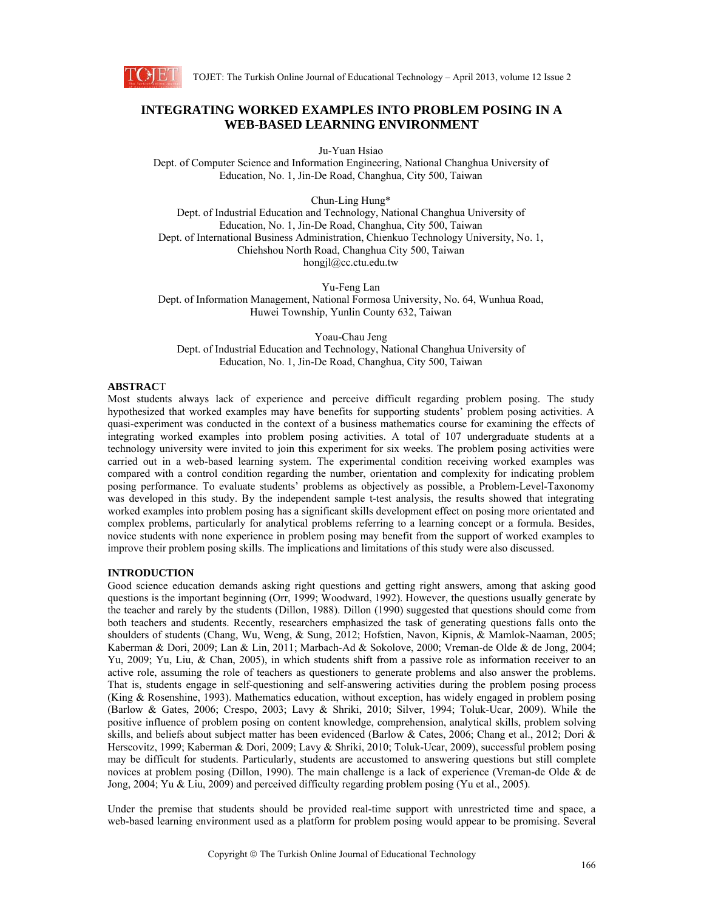# INTEGRATING WORKED EXAMPLES INTO PROBLEM POSING IN A WEB-BASED LEARNING ENVIRONMENT

Ju-Yuan Hsiao
Dept. of Computer Science and Information Engineering, National Changhua University of Education, No. 1, Jin-De Road, Changhua, City 500, Taiwan

Chun-Ling Hung*
Dept. of Industrial Education and Technology, National Changhua University of Education, No. 1, Jin-De Road, Changhua, City 500, Taiwan
Dept. of International Business Administration, Chienkuo Technology University, No. 1, Chiehshou North Road, Changhua City 500, Taiwan
hongjl@cc.ctu.edu.tw

Yu-Feng Lan
Dept. of Information Management, National Formosa University, No. 64, Wunhua Road, Huwei Township, Yunlin County 632, Taiwan

Yoau-Chau Jeng
Dept. of Industrial Education and Technology, National Changhua University of Education, No. 1, Jin-De Road, Changhua, City 500, Taiwan

## ABSTRACT

Most students always lack of experience and perceive difficult regarding problem posing. The study hypothesized that worked examples may have benefits for supporting students' problem posing activities. A quasi-experiment was conducted in the context of a business mathematics course for examining the effects of integrating worked examples into problem posing activities. A total of 107 undergraduate students at a technology university were invited to join this experiment for six weeks. The problem posing activities were carried out in a web-based learning system. The experimental condition receiving worked examples was compared with a control condition regarding the number, orientation and complexity for indicating problem posing performance. To evaluate students' problems as objectively as possible, a Problem-Level-Taxonomy was developed in this study. By the independent sample t-test analysis, the results showed that integrating worked examples into problem posing has a significant skills development effect on posing more orientated and complex problems, particularly for analytical problems referring to a learning concept or a formula. Besides, novice students with none experience in problem posing may benefit from the support of worked examples to improve their problem posing skills. The implications and limitations of this study were also discussed.

## INTRODUCTION

Good science education demands asking right questions and getting right answers, among that asking good questions is the important beginning (Orr, 1999; Woodward, 1992). However, the questions usually generate by the teacher and rarely by the students (Dillon, 1988). Dillon (1990) suggested that questions should come from both teachers and students. Recently, researchers emphasized the task of generating questions falls onto the shoulders of students (Chang, Wu, Weng, & Sung, 2012; Hofstien, Navon, Kipnis, & Mamlok-Naaman, 2005; Kaberman & Dori, 2009; Lan & Lin, 2011; Marbach-Ad & Sokolove, 2000; Vreman-de Olde & de Jong, 2004; Yu, 2009; Yu, Liu, & Chan, 2005), in which students shift from a passive role as information receiver to an active role, assuming the role of teachers as questioners to generate problems and also answer the problems. That is, students engage in self-questioning and self-answering activities during the problem posing process (King & Rosenshine, 1993). Mathematics education, without exception, has widely engaged in problem posing (Barlow & Gates, 2006; Crespo, 2003; Lavy & Shriki, 2010; Silver, 1994; Toluk-Ucar, 2009). While the positive influence of problem posing on content knowledge, comprehension, analytical skills, problem solving skills, and beliefs about subject matter has been evidenced (Barlow & Cates, 2006; Chang et al., 2012; Dori & Herscovitz, 1999; Kaberman & Dori, 2009; Lavy & Shriki, 2010; Toluk-Ucar, 2009), successful problem posing may be difficult for students. Particularly, students are accustomed to answering questions but still complete novices at problem posing (Dillon, 1990). The main challenge is a lack of experience (Vreman-de Olde & de Jong, 2004; Yu & Liu, 2009) and perceived difficulty regarding problem posing (Yu et al., 2005).

Under the premise that students should be provided real-time support with unrestricted time and space, a web-based learning environment used as a platform for problem posing would appear to be promising. Several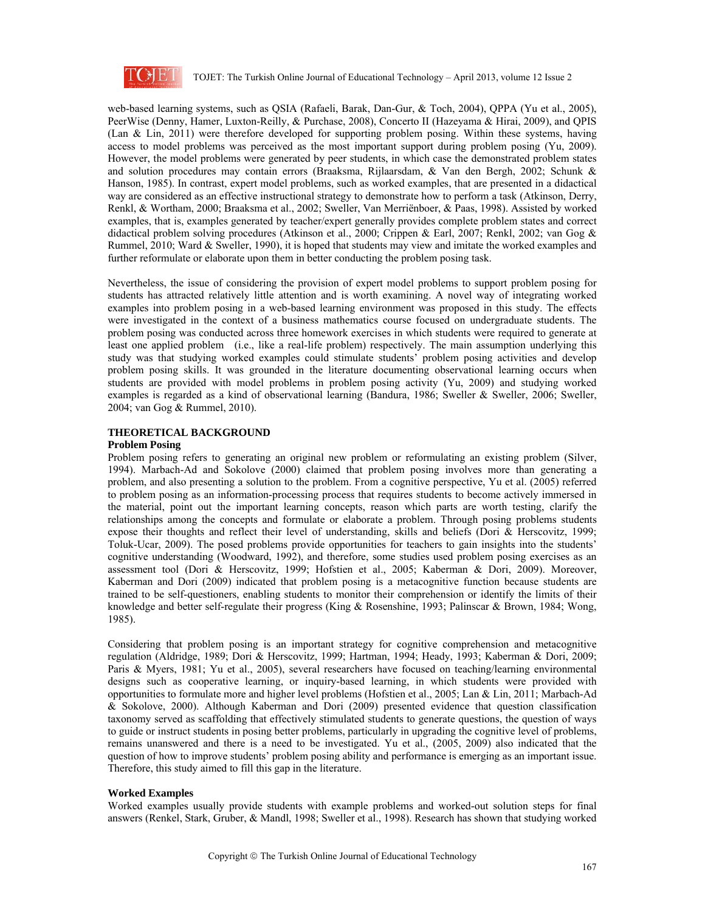web-based learning systems, such as QSIA (Rafaeli, Barak, Dan-Gur, & Toch, 2004), QPPA (Yu et al., 2005), PeerWise (Denny, Hamer, Luxton-Reilly, & Purchase, 2008), Concerto II (Hazeyama & Hirai, 2009), and QPIS (Lan & Lin, 2011) were therefore developed for supporting problem posing. Within these systems, having access to model problems was perceived as the most important support during problem posing (Yu, 2009). However, the model problems were generated by peer students, in which case the demonstrated problem states and solution procedures may contain errors (Braaksma, Rijlaarsdam, & Van den Bergh, 2002; Schunk & Hanson, 1985). In contrast, expert model problems, such as worked examples, that are presented in a didactical way are considered as an effective instructional strategy to demonstrate how to perform a task (Atkinson, Derry, Renkl, & Wortham, 2000; Braaksma et al., 2002; Sweller, Van Merriënboer, & Paas, 1998). Assisted by worked examples, that is, examples generated by teacher/expert generally provides complete problem states and correct didactical problem solving procedures (Atkinson et al., 2000; Crippen & Earl, 2007; Renkl, 2002; van Gog & Rummel, 2010; Ward & Sweller, 1990), it is hoped that students may view and imitate the worked examples and further reformulate or elaborate upon them in better conducting the problem posing task.

Nevertheless, the issue of considering the provision of expert model problems to support problem posing for students has attracted relatively little attention and is worth examining. A novel way of integrating worked examples into problem posing in a web-based learning environment was proposed in this study. The effects were investigated in the context of a business mathematics course focused on undergraduate students. The problem posing was conducted across three homework exercises in which students were required to generate at least one applied problem (i.e., like a real-life problem) respectively. The main assumption underlying this study was that studying worked examples could stimulate students' problem posing activities and develop problem posing skills. It was grounded in the literature documenting observational learning occurs when students are provided with model problems in problem posing activity (Yu, 2009) and studying worked examples is regarded as a kind of observational learning (Bandura, 1986; Sweller & Sweller, 2006; Sweller, 2004; van Gog & Rummel, 2010).

## THEORETICAL BACKGROUND

### Problem Posing

Problem posing refers to generating an original new problem or reformulating an existing problem (Silver, 1994). Marbach-Ad and Sokolove (2000) claimed that problem posing involves more than generating a problem, and also presenting a solution to the problem. From a cognitive perspective, Yu et al. (2005) referred to problem posing as an information-processing process that requires students to become actively immersed in the material, point out the important learning concepts, reason which parts are worth testing, clarify the relationships among the concepts and formulate or elaborate a problem. Through posing problems students expose their thoughts and reflect their level of understanding, skills and beliefs (Dori & Herscovitz, 1999; Toluk-Ucar, 2009). The posed problems provide opportunities for teachers to gain insights into the students' cognitive understanding (Woodward, 1992), and therefore, some studies used problem posing exercises as an assessment tool (Dori & Herscovitz, 1999; Hofstien et al., 2005; Kaberman & Dori, 2009). Moreover, Kaberman and Dori (2009) indicated that problem posing is a metacognitive function because students are trained to be self-questioners, enabling students to monitor their comprehension or identify the limits of their knowledge and better self-regulate their progress (King & Rosenshine, 1993; Palinscar & Brown, 1984; Wong, 1985).

Considering that problem posing is an important strategy for cognitive comprehension and metacognitive regulation (Aldridge, 1989; Dori & Herscovitz, 1999; Hartman, 1994; Heady, 1993; Kaberman & Dori, 2009; Paris & Myers, 1981; Yu et al., 2005), several researchers have focused on teaching/learning environmental designs such as cooperative learning, or inquiry-based learning, in which students were provided with opportunities to formulate more and higher level problems (Hofstien et al., 2005; Lan & Lin, 2011; Marbach-Ad & Sokolove, 2000). Although Kaberman and Dori (2009) presented evidence that question classification taxonomy served as scaffolding that effectively stimulated students to generate questions, the question of ways to guide or instruct students in posing better problems, particularly in upgrading the cognitive level of problems, remains unanswered and there is a need to be investigated. Yu et al., (2005, 2009) also indicated that the question of how to improve students' problem posing ability and performance is emerging as an important issue. Therefore, this study aimed to fill this gap in the literature.

### Worked Examples

Worked examples usually provide students with example problems and worked-out solution steps for final answers (Renkel, Stark, Gruber, & Mandl, 1998; Sweller et al., 1998). Research has shown that studying worked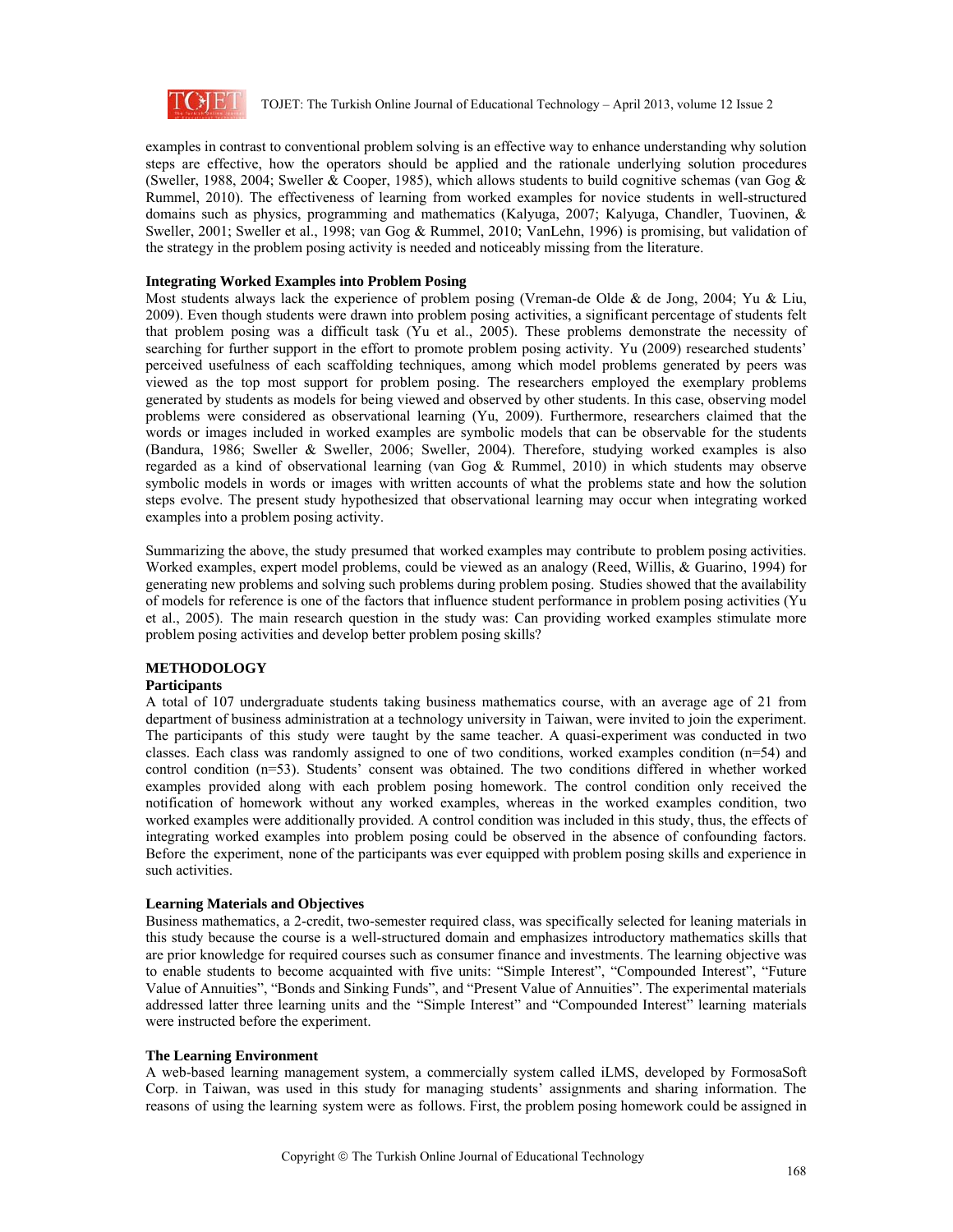examples in contrast to conventional problem solving is an effective way to enhance understanding why solution steps are effective, how the operators should be applied and the rationale underlying solution procedures (Sweller, 1988, 2004; Sweller & Cooper, 1985), which allows students to build cognitive schemas (van Gog & Rummel, 2010). The effectiveness of learning from worked examples for novice students in well-structured domains such as physics, programming and mathematics (Kalyuga, 2007; Kalyuga, Chandler, Tuovinen, & Sweller, 2001; Sweller et al., 1998; van Gog & Rummel, 2010; VanLehn, 1996) is promising, but validation of the strategy in the problem posing activity is needed and noticeably missing from the literature.

### Integrating Worked Examples into Problem Posing

Most students always lack the experience of problem posing (Vreman-de Olde & de Jong, 2004; Yu & Liu, 2009). Even though students were drawn into problem posing activities, a significant percentage of students felt that problem posing was a difficult task (Yu et al., 2005). These problems demonstrate the necessity of searching for further support in the effort to promote problem posing activity. Yu (2009) researched students' perceived usefulness of each scaffolding techniques, among which model problems generated by peers was viewed as the top most support for problem posing. The researchers employed the exemplary problems generated by students as models for being viewed and observed by other students. In this case, observing model problems were considered as observational learning (Yu, 2009). Furthermore, researchers claimed that the words or images included in worked examples are symbolic models that can be observable for the students (Bandura, 1986; Sweller & Sweller, 2006; Sweller, 2004). Therefore, studying worked examples is also regarded as a kind of observational learning (van Gog & Rummel, 2010) in which students may observe symbolic models in words or images with written accounts of what the problems state and how the solution steps evolve. The present study hypothesized that observational learning may occur when integrating worked examples into a problem posing activity.

Summarizing the above, the study presumed that worked examples may contribute to problem posing activities. Worked examples, expert model problems, could be viewed as an analogy (Reed, Willis, & Guarino, 1994) for generating new problems and solving such problems during problem posing. Studies showed that the availability of models for reference is one of the factors that influence student performance in problem posing activities (Yu et al., 2005). The main research question in the study was: Can providing worked examples stimulate more problem posing activities and develop better problem posing skills?

## METHODOLOGY

### Participants

A total of 107 undergraduate students taking business mathematics course, with an average age of 21 from department of business administration at a technology university in Taiwan, were invited to join the experiment. The participants of this study were taught by the same teacher. A quasi-experiment was conducted in two classes. Each class was randomly assigned to one of two conditions, worked examples condition (n=54) and control condition (n=53). Students' consent was obtained. The two conditions differed in whether worked examples provided along with each problem posing homework. The control condition only received the notification of homework without any worked examples, whereas in the worked examples condition, two worked examples were additionally provided. A control condition was included in this study, thus, the effects of integrating worked examples into problem posing could be observed in the absence of confounding factors. Before the experiment, none of the participants was ever equipped with problem posing skills and experience in such activities.

### Learning Materials and Objectives

Business mathematics, a 2-credit, two-semester required class, was specifically selected for leaning materials in this study because the course is a well-structured domain and emphasizes introductory mathematics skills that are prior knowledge for required courses such as consumer finance and investments. The learning objective was to enable students to become acquainted with five units: "Simple Interest", "Compounded Interest", "Future Value of Annuities", "Bonds and Sinking Funds", and "Present Value of Annuities". The experimental materials addressed latter three learning units and the "Simple Interest" and "Compounded Interest" learning materials were instructed before the experiment.

### The Learning Environment

A web-based learning management system, a commercially system called iLMS, developed by FormosaSoft Corp. in Taiwan, was used in this study for managing students' assignments and sharing information. The reasons of using the learning system were as follows. First, the problem posing homework could be assigned in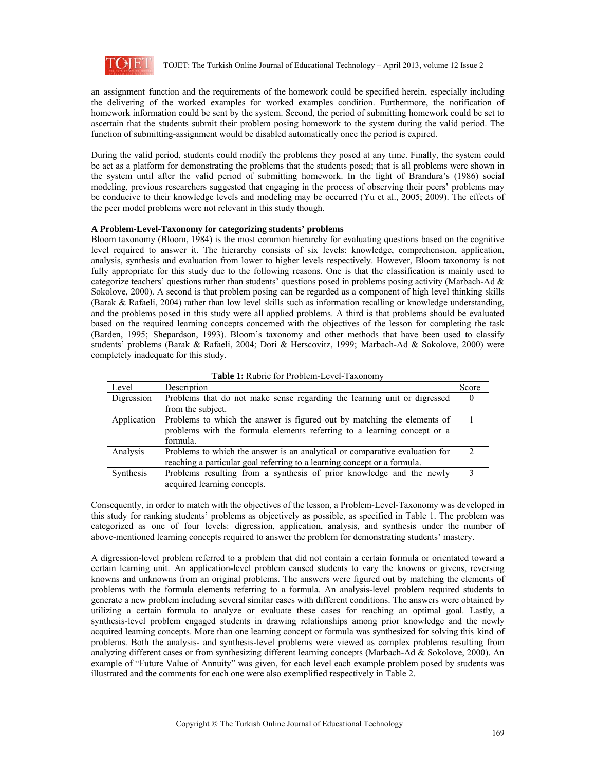an assignment function and the requirements of the homework could be specified herein, especially including the delivering of the worked examples for worked examples condition. Furthermore, the notification of homework information could be sent by the system. Second, the period of submitting homework could be set to ascertain that the students submit their problem posing homework to the system during the valid period. The function of submitting-assignment would be disabled automatically once the period is expired.

During the valid period, students could modify the problems they posed at any time. Finally, the system could be act as a platform for demonstrating the problems that the students posed; that is all problems were shown in the system until after the valid period of submitting homework. In the light of Brandura's (1986) social modeling, previous researchers suggested that engaging in the process of observing their peers' problems may be conducive to their knowledge levels and modeling may be occurred (Yu et al., 2005; 2009). The effects of the peer model problems were not relevant in this study though.

**A Problem-Level-Taxonomy for categorizing students' problems**

Bloom taxonomy (Bloom, 1984) is the most common hierarchy for evaluating questions based on the cognitive level required to answer it. The hierarchy consists of six levels: knowledge, comprehension, application, analysis, synthesis and evaluation from lower to higher levels respectively. However, Bloom taxonomy is not fully appropriate for this study due to the following reasons. One is that the classification is mainly used to categorize teachers' questions rather than students' questions posed in problems posing activity (Marbach-Ad & Sokolove, 2000). A second is that problem posing can be regarded as a component of high level thinking skills (Barak & Rafaeli, 2004) rather than low level skills such as information recalling or knowledge understanding, and the problems posed in this study were all applied problems. A third is that problems should be evaluated based on the required learning concepts concerned with the objectives of the lesson for completing the task (Barden, 1995; Shepardson, 1993). Bloom's taxonomy and other methods that have been used to classify students' problems (Barak & Rafaeli, 2004; Dori & Herscovitz, 1999; Marbach-Ad & Sokolove, 2000) were completely inadequate for this study.

**Table 1:** Rubric for Problem-Level-Taxonomy

| Level | Description | Score |
|---|---|---|
| Digression | Problems that do not make sense regarding the learning unit or digressed from the subject. | 0 |
| Application | Problems to which the answer is figured out by matching the elements of problems with the formula elements referring to a learning concept or a formula. | 1 |
| Analysis | Problems to which the answer is an analytical or comparative evaluation for reaching a particular goal referring to a learning concept or a formula. | 2 |
| Synthesis | Problems resulting from a synthesis of prior knowledge and the newly acquired learning concepts. | 3 |

Consequently, in order to match with the objectives of the lesson, a Problem-Level-Taxonomy was developed in this study for ranking students' problems as objectively as possible, as specified in Table 1. The problem was categorized as one of four levels: digression, application, analysis, and synthesis under the number of above-mentioned learning concepts required to answer the problem for demonstrating students' mastery.

A digression-level problem referred to a problem that did not contain a certain formula or orientated toward a certain learning unit. An application-level problem caused students to vary the knowns or givens, reversing knowns and unknowns from an original problems. The answers were figured out by matching the elements of problems with the formula elements referring to a formula. An analysis-level problem required students to generate a new problem including several similar cases with different conditions. The answers were obtained by utilizing a certain formula to analyze or evaluate these cases for reaching an optimal goal. Lastly, a synthesis-level problem engaged students in drawing relationships among prior knowledge and the newly acquired learning concepts. More than one learning concept or formula was synthesized for solving this kind of problems. Both the analysis- and synthesis-level problems were viewed as complex problems resulting from analyzing different cases or from synthesizing different learning concepts (Marbach-Ad & Sokolove, 2000). An example of "Future Value of Annuity" was given, for each level each example problem posed by students was illustrated and the comments for each one were also exemplified respectively in Table 2.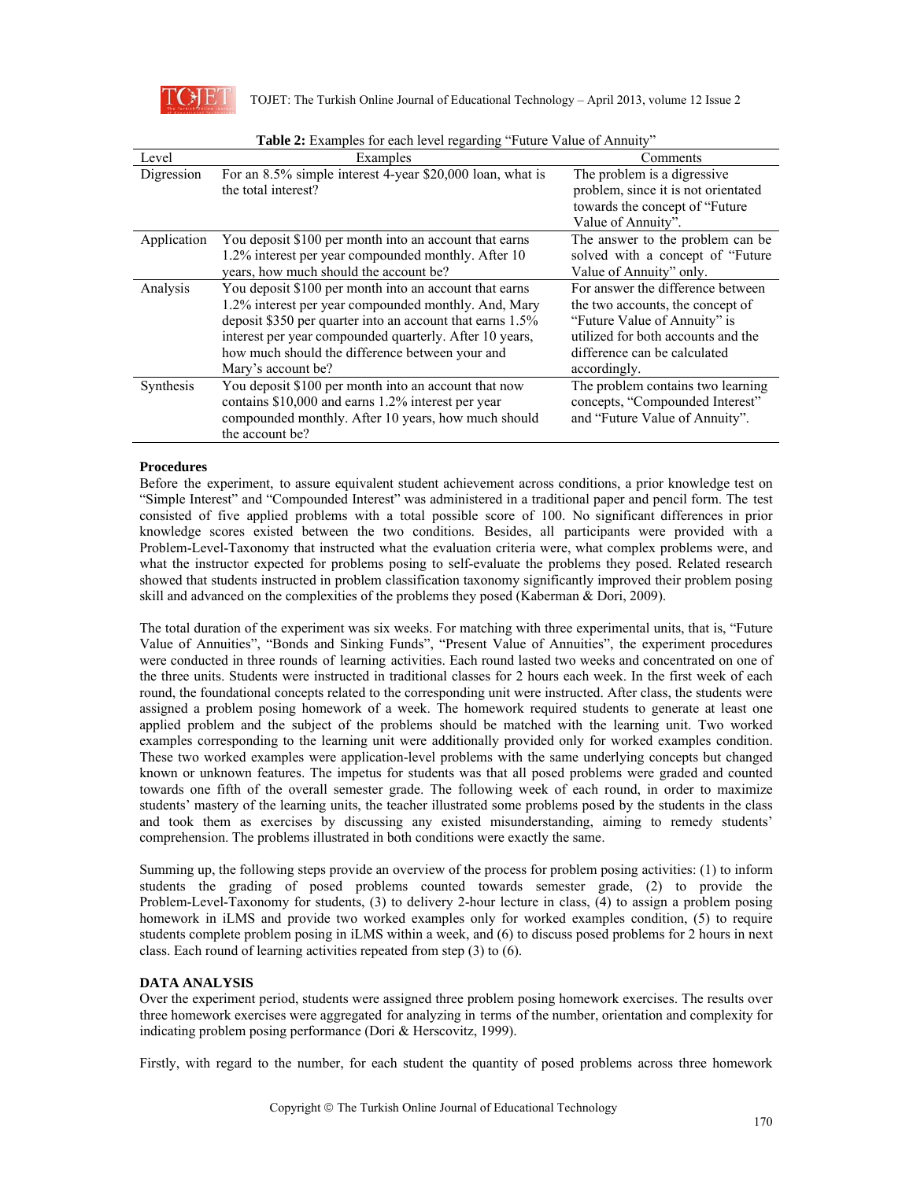**Table 2:** Examples for each level regarding "Future Value of Annuity"

| Level | Examples | Comments |
|---|---|---|
| Digression | For an 8.5% simple interest 4-year $20,000 loan, what is the total interest? | The problem is a digressive problem, since it is not orientated towards the concept of "Future Value of Annuity". |
| Application | You deposit $100 per month into an account that earns 1.2% interest per year compounded monthly. After 10 years, how much should the account be? | The answer to the problem can be solved with a concept of "Future Value of Annuity" only. |
| Analysis | You deposit $100 per month into an account that earns 1.2% interest per year compounded monthly. And, Mary deposit $350 per quarter into an account that earns 1.5% interest per year compounded quarterly. After 10 years, how much should the difference between your and Mary's account be? | For answer the difference between the two accounts, the concept of "Future Value of Annuity" is utilized for both accounts and the difference can be calculated accordingly. |
| Synthesis | You deposit $100 per month into an account that now contains $10,000 and earns 1.2% interest per year compounded monthly. After 10 years, how much should the account be? | The problem contains two learning concepts, "Compounded Interest" and "Future Value of Annuity". |

**Procedures**

Before the experiment, to assure equivalent student achievement across conditions, a prior knowledge test on "Simple Interest" and "Compounded Interest" was administered in a traditional paper and pencil form. The test consisted of five applied problems with a total possible score of 100. No significant differences in prior knowledge scores existed between the two conditions. Besides, all participants were provided with a Problem-Level-Taxonomy that instructed what the evaluation criteria were, what complex problems were, and what the instructor expected for problems posing to self-evaluate the problems they posed. Related research showed that students instructed in problem classification taxonomy significantly improved their problem posing skill and advanced on the complexities of the problems they posed (Kaberman & Dori, 2009).

The total duration of the experiment was six weeks. For matching with three experimental units, that is, "Future Value of Annuities", "Bonds and Sinking Funds", "Present Value of Annuities", the experiment procedures were conducted in three rounds of learning activities. Each round lasted two weeks and concentrated on one of the three units. Students were instructed in traditional classes for 2 hours each week. In the first week of each round, the foundational concepts related to the corresponding unit were instructed. After class, the students were assigned a problem posing homework of a week. The homework required students to generate at least one applied problem and the subject of the problems should be matched with the learning unit. Two worked examples corresponding to the learning unit were additionally provided only for worked examples condition. These two worked examples were application-level problems with the same underlying concepts but changed known or unknown features. The impetus for students was that all posed problems were graded and counted towards one fifth of the overall semester grade. The following week of each round, in order to maximize students' mastery of the learning units, the teacher illustrated some problems posed by the students in the class and took them as exercises by discussing any existed misunderstanding, aiming to remedy students' comprehension. The problems illustrated in both conditions were exactly the same.

Summing up, the following steps provide an overview of the process for problem posing activities: (1) to inform students the grading of posed problems counted towards semester grade, (2) to provide the Problem-Level-Taxonomy for students, (3) to delivery 2-hour lecture in class, (4) to assign a problem posing homework in iLMS and provide two worked examples only for worked examples condition, (5) to require students complete problem posing in iLMS within a week, and (6) to discuss posed problems for 2 hours in next class. Each round of learning activities repeated from step (3) to (6).

## DATA ANALYSIS

Over the experiment period, students were assigned three problem posing homework exercises. The results over three homework exercises were aggregated for analyzing in terms of the number, orientation and complexity for indicating problem posing performance (Dori & Herscovitz, 1999).

Firstly, with regard to the number, for each student the quantity of posed problems across three homework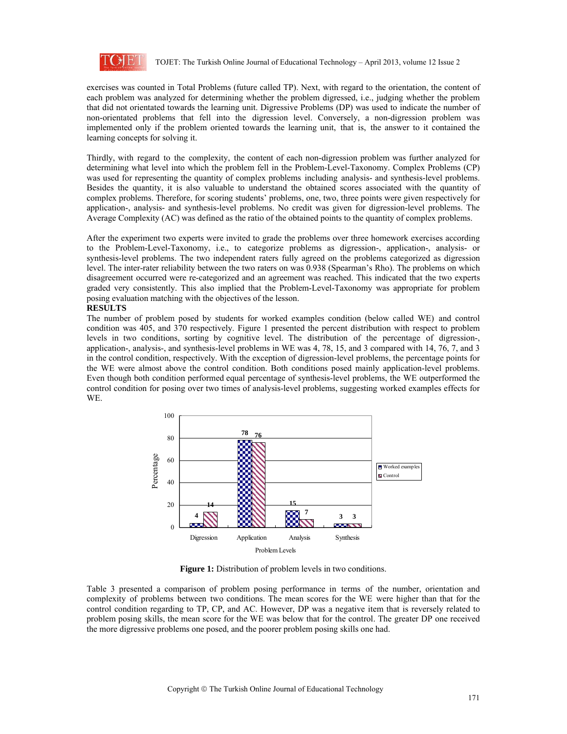exercises was counted in Total Problems (future called TP). Next, with regard to the orientation, the content of each problem was analyzed for determining whether the problem digressed, i.e., judging whether the problem that did not orientated towards the learning unit. Digressive Problems (DP) was used to indicate the number of non-orientated problems that fell into the digression level. Conversely, a non-digression problem was implemented only if the problem oriented towards the learning unit, that is, the answer to it contained the learning concepts for solving it.

Thirdly, with regard to the complexity, the content of each non-digression problem was further analyzed for determining what level into which the problem fell in the Problem-Level-Taxonomy. Complex Problems (CP) was used for representing the quantity of complex problems including analysis- and synthesis-level problems. Besides the quantity, it is also valuable to understand the obtained scores associated with the quantity of complex problems. Therefore, for scoring students' problems, one, two, three points were given respectively for application-, analysis- and synthesis-level problems. No credit was given for digression-level problems. The Average Complexity (AC) was defined as the ratio of the obtained points to the quantity of complex problems.

After the experiment two experts were invited to grade the problems over three homework exercises according to the Problem-Level-Taxonomy, i.e., to categorize problems as digression-, application-, analysis- or synthesis-level problems. The two independent raters fully agreed on the problems categorized as digression level. The inter-rater reliability between the two raters on was 0.938 (Spearman's Rho). The problems on which disagreement occurred were re-categorized and an agreement was reached. This indicated that the two experts graded very consistently. This also implied that the Problem-Level-Taxonomy was appropriate for problem posing evaluation matching with the objectives of the lesson.

**RESULTS**

The number of problem posed by students for worked examples condition (below called WE) and control condition was 405, and 370 respectively. Figure 1 presented the percent distribution with respect to problem levels in two conditions, sorting by cognitive level. The distribution of the percentage of digression-, application-, analysis-, and synthesis-level problems in WE was 4, 78, 15, and 3 compared with 14, 76, 7, and 3 in the control condition, respectively. With the exception of digression-level problems, the percentage points for the WE were almost above the control condition. Both conditions posed mainly application-level problems. Even though both condition performed equal percentage of synthesis-level problems, the WE outperformed the control condition for posing over two times of analysis-level problems, suggesting worked examples effects for WE.

**Figure 1:** Distribution of problem levels in two conditions.

Table 3 presented a comparison of problem posing performance in terms of the number, orientation and complexity of problems between two conditions. The mean scores for the WE were higher than that for the control condition regarding to TP, CP, and AC. However, DP was a negative item that is reversely related to problem posing skills, the mean score for the WE was below that for the control. The greater DP one received the more digressive problems one posed, and the poorer problem posing skills one had.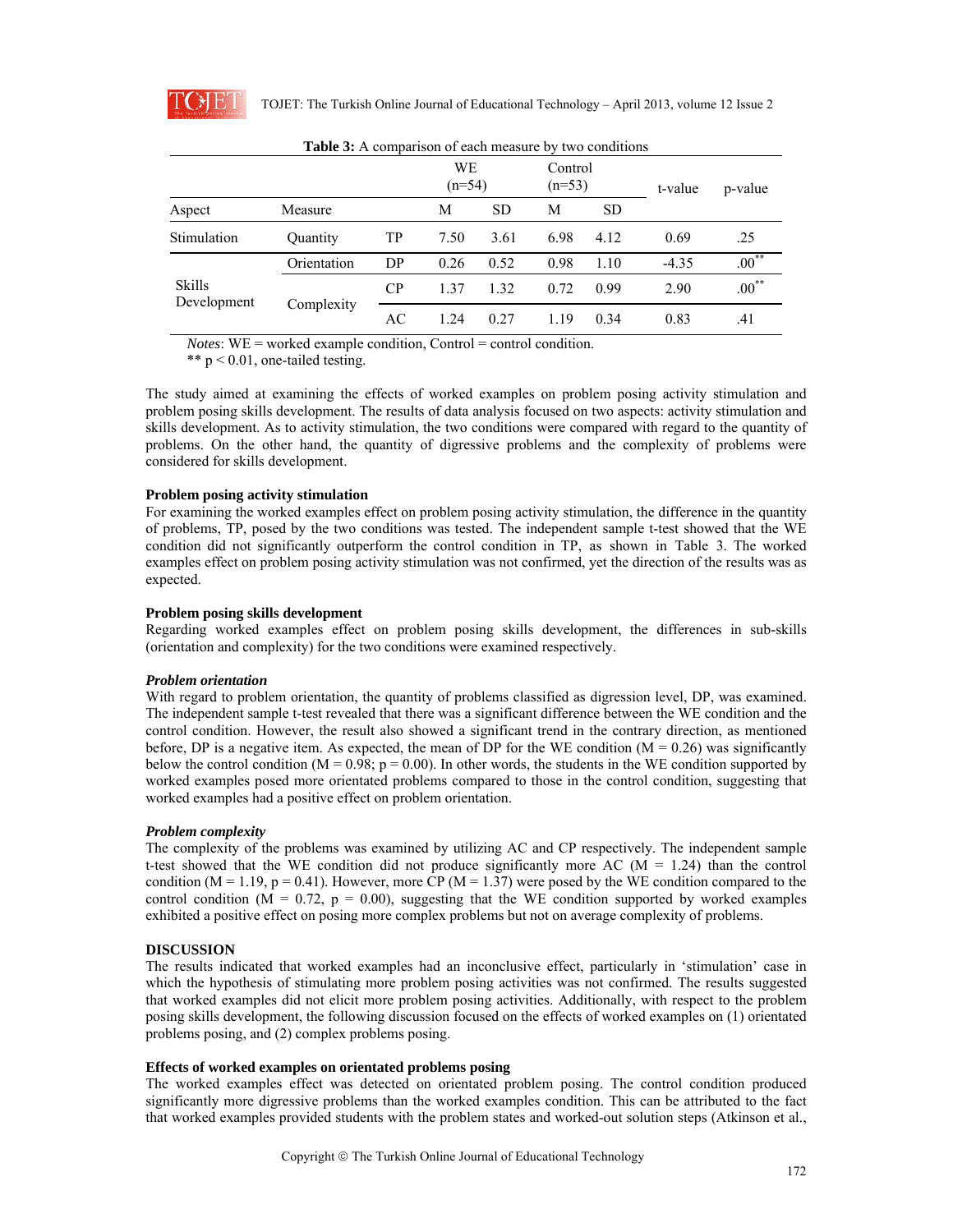**Table 3:** A comparison of each measure by two conditions

| | | | WE (n=54) | | Control (n=53) | | t-value | p-value |
|---|---|---|---|---|---|---|---|---|
| Aspect | Measure | | M | SD | M | SD | | |
| Stimulation | Quantity | TP | 7.50 | 3.61 | 6.98 | 4.12 | 0.69 | .25 |
| Skills Development | Orientation | DP | 0.26 | 0.52 | 0.98 | 1.10 | -4.35 | .00** |
| | Complexity | CP | 1.37 | 1.32 | 0.72 | 0.99 | 2.90 | .00** |
| | | AC | 1.24 | 0.27 | 1.19 | 0.34 | 0.83 | .41 |

*Notes*: WE = worked example condition, Control = control condition.
** $p < 0.01$, one-tailed testing.

The study aimed at examining the effects of worked examples on problem posing activity stimulation and problem posing skills development. The results of data analysis focused on two aspects: activity stimulation and skills development. As to activity stimulation, the two conditions were compared with regard to the quantity of problems. On the other hand, the quantity of digressive problems and the complexity of problems were considered for skills development.

**Problem posing activity stimulation**

For examining the worked examples effect on problem posing activity stimulation, the difference in the quantity of problems, TP, posed by the two conditions was tested. The independent sample t-test showed that the WE condition did not significantly outperform the control condition in TP, as shown in Table 3. The worked examples effect on problem posing activity stimulation was not confirmed, yet the direction of the results was as expected.

**Problem posing skills development**

Regarding worked examples effect on problem posing skills development, the differences in sub-skills (orientation and complexity) for the two conditions were examined respectively.

***Problem orientation***

With regard to problem orientation, the quantity of problems classified as digression level, DP, was examined. The independent sample t-test revealed that there was a significant difference between the WE condition and the control condition. However, the result also showed a significant trend in the contrary direction, as mentioned before, DP is a negative item. As expected, the mean of DP for the WE condition ($M = 0.26$) was significantly below the control condition ($M = 0.98$; $p = 0.00$). In other words, the students in the WE condition supported by worked examples posed more orientated problems compared to those in the control condition, suggesting that worked examples had a positive effect on problem orientation.

***Problem complexity***

The complexity of the problems was examined by utilizing AC and CP respectively. The independent sample t-test showed that the WE condition did not produce significantly more AC ($M = 1.24$) than the control condition ($M = 1.19$, $p = 0.41$). However, more CP ($M = 1.37$) were posed by the WE condition compared to the control condition ($M = 0.72$, $p = 0.00$), suggesting that the WE condition supported by worked examples exhibited a positive effect on posing more complex problems but not on average complexity of problems.

**DISCUSSION**

The results indicated that worked examples had an inconclusive effect, particularly in 'stimulation' case in which the hypothesis of stimulating more problem posing activities was not confirmed. The results suggested that worked examples did not elicit more problem posing activities. Additionally, with respect to the problem posing skills development, the following discussion focused on the effects of worked examples on (1) orientated problems posing, and (2) complex problems posing.

**Effects of worked examples on orientated problems posing**

The worked examples effect was detected on orientated problem posing. The control condition produced significantly more digressive problems than the worked examples condition. This can be attributed to the fact that worked examples provided students with the problem states and worked-out solution steps (Atkinson et al.,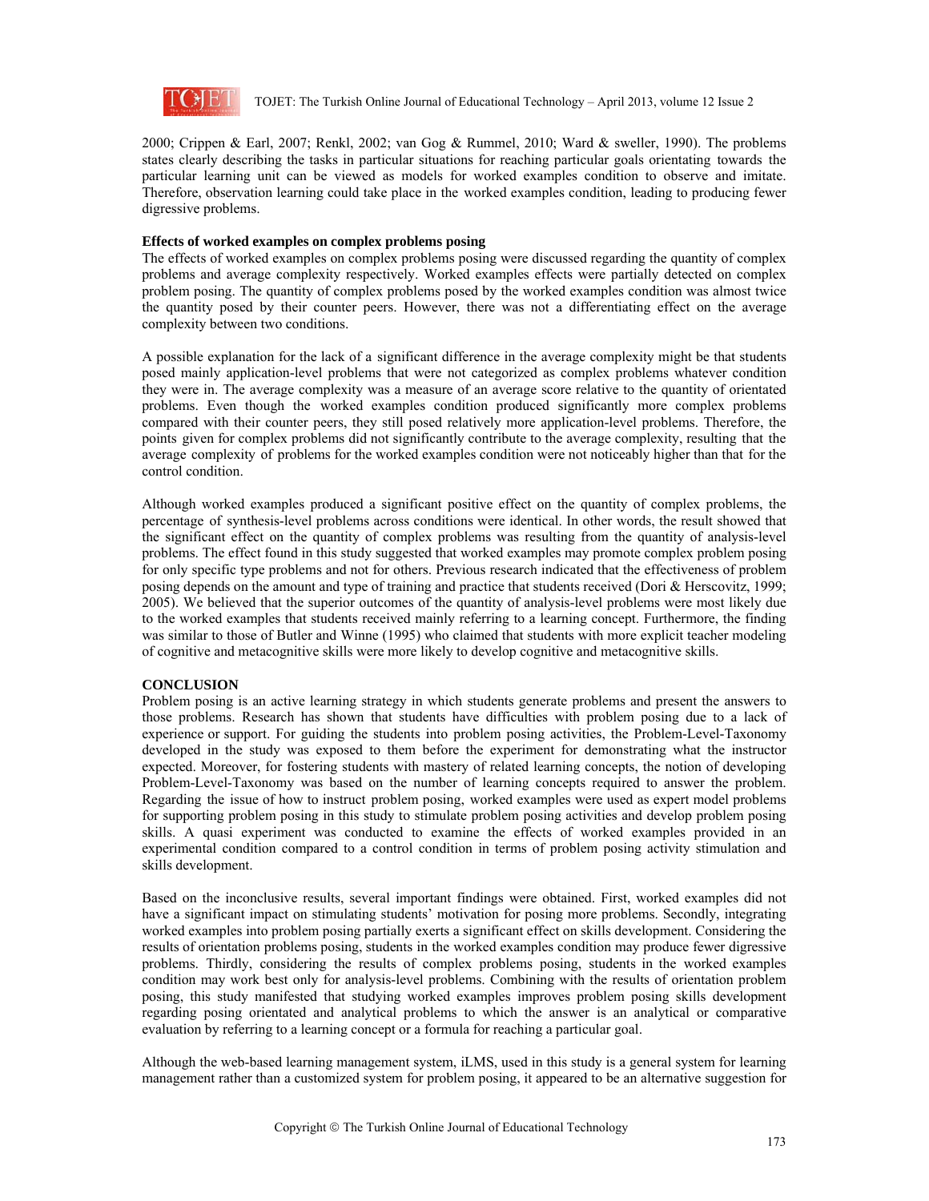2000; Crippen & Earl, 2007; Renkl, 2002; van Gog & Rummel, 2010; Ward & sweller, 1990). The problems states clearly describing the tasks in particular situations for reaching particular goals orientating towards the particular learning unit can be viewed as models for worked examples condition to observe and imitate. Therefore, observation learning could take place in the worked examples condition, leading to producing fewer digressive problems.

**Effects of worked examples on complex problems posing**

The effects of worked examples on complex problems posing were discussed regarding the quantity of complex problems and average complexity respectively. Worked examples effects were partially detected on complex problem posing. The quantity of complex problems posed by the worked examples condition was almost twice the quantity posed by their counter peers. However, there was not a differentiating effect on the average complexity between two conditions.

A possible explanation for the lack of a significant difference in the average complexity might be that students posed mainly application-level problems that were not categorized as complex problems whatever condition they were in. The average complexity was a measure of an average score relative to the quantity of orientated problems. Even though the worked examples condition produced significantly more complex problems compared with their counter peers, they still posed relatively more application-level problems. Therefore, the points given for complex problems did not significantly contribute to the average complexity, resulting that the average complexity of problems for the worked examples condition were not noticeably higher than that for the control condition.

Although worked examples produced a significant positive effect on the quantity of complex problems, the percentage of synthesis-level problems across conditions were identical. In other words, the result showed that the significant effect on the quantity of complex problems was resulting from the quantity of analysis-level problems. The effect found in this study suggested that worked examples may promote complex problem posing for only specific type problems and not for others. Previous research indicated that the effectiveness of problem posing depends on the amount and type of training and practice that students received (Dori & Herscovitz, 1999; 2005). We believed that the superior outcomes of the quantity of analysis-level problems were most likely due to the worked examples that students received mainly referring to a learning concept. Furthermore, the finding was similar to those of Butler and Winne (1995) who claimed that students with more explicit teacher modeling of cognitive and metacognitive skills were more likely to develop cognitive and metacognitive skills.

## CONCLUSION

Problem posing is an active learning strategy in which students generate problems and present the answers to those problems. Research has shown that students have difficulties with problem posing due to a lack of experience or support. For guiding the students into problem posing activities, the Problem-Level-Taxonomy developed in the study was exposed to them before the experiment for demonstrating what the instructor expected. Moreover, for fostering students with mastery of related learning concepts, the notion of developing Problem-Level-Taxonomy was based on the number of learning concepts required to answer the problem. Regarding the issue of how to instruct problem posing, worked examples were used as expert model problems for supporting problem posing in this study to stimulate problem posing activities and develop problem posing skills. A quasi experiment was conducted to examine the effects of worked examples provided in an experimental condition compared to a control condition in terms of problem posing activity stimulation and skills development.

Based on the inconclusive results, several important findings were obtained. First, worked examples did not have a significant impact on stimulating students' motivation for posing more problems. Secondly, integrating worked examples into problem posing partially exerts a significant effect on skills development. Considering the results of orientation problems posing, students in the worked examples condition may produce fewer digressive problems. Thirdly, considering the results of complex problems posing, students in the worked examples condition may work best only for analysis-level problems. Combining with the results of orientation problem posing, this study manifested that studying worked examples improves problem posing skills development regarding posing orientated and analytical problems to which the answer is an analytical or comparative evaluation by referring to a learning concept or a formula for reaching a particular goal.

Although the web-based learning management system, iLMS, used in this study is a general system for learning management rather than a customized system for problem posing, it appeared to be an alternative suggestion for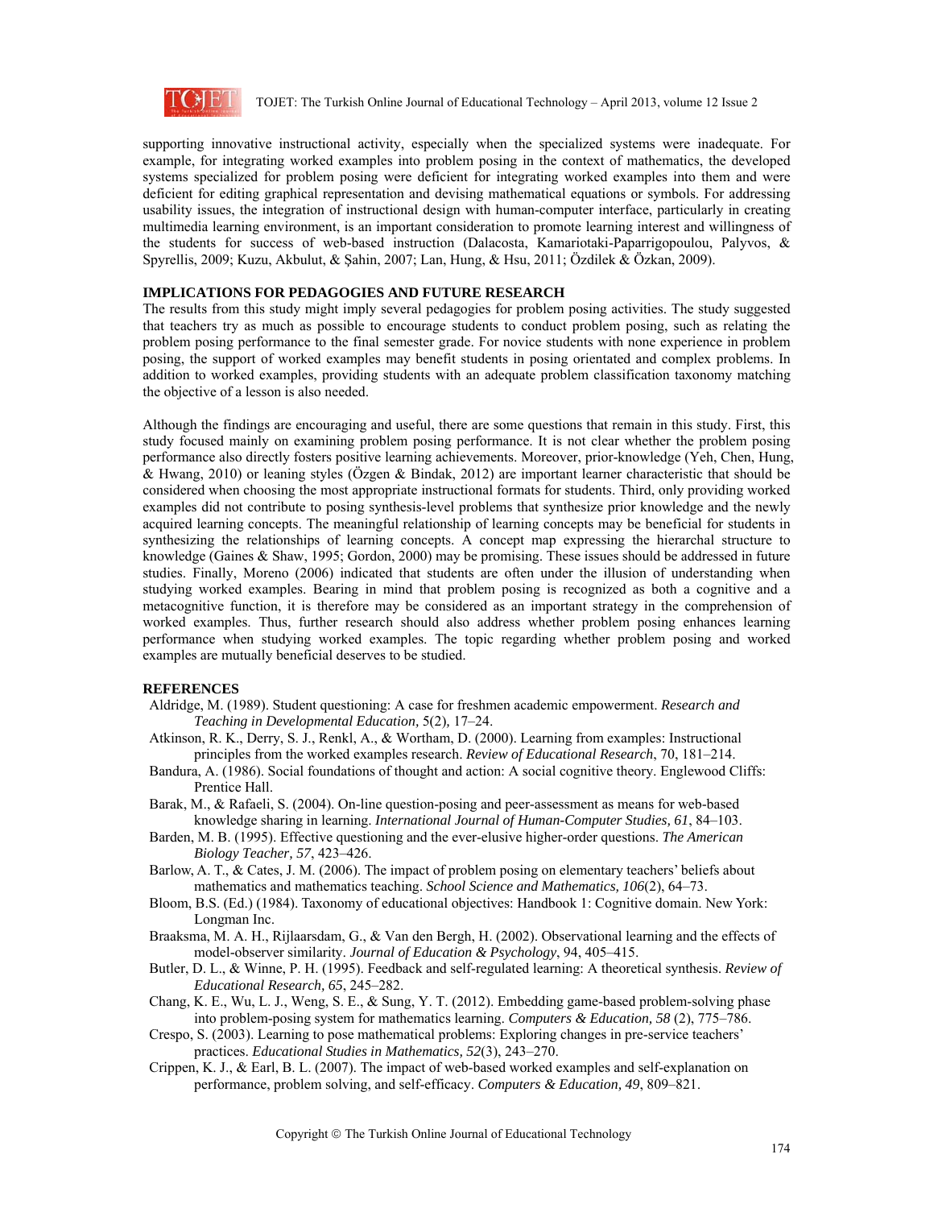supporting innovative instructional activity, especially when the specialized systems were inadequate. For example, for integrating worked examples into problem posing in the context of mathematics, the developed systems specialized for problem posing were deficient for integrating worked examples into them and were deficient for editing graphical representation and devising mathematical equations or symbols. For addressing usability issues, the integration of instructional design with human-computer interface, particularly in creating multimedia learning environment, is an important consideration to promote learning interest and willingness of the students for success of web-based instruction (Dalacosta, Kamariotaki-Paparrigopoulou, Palyvos, & Spyrellis, 2009; Kuzu, Akbulut, & Şahin, 2007; Lan, Hung, & Hsu, 2011; Özdilek & Özkan, 2009).

## IMPLICATIONS FOR PEDAGOGIES AND FUTURE RESEARCH

The results from this study might imply several pedagogies for problem posing activities. The study suggested that teachers try as much as possible to encourage students to conduct problem posing, such as relating the problem posing performance to the final semester grade. For novice students with none experience in problem posing, the support of worked examples may benefit students in posing orientated and complex problems. In addition to worked examples, providing students with an adequate problem classification taxonomy matching the objective of a lesson is also needed.

Although the findings are encouraging and useful, there are some questions that remain in this study. First, this study focused mainly on examining problem posing performance. It is not clear whether the problem posing performance also directly fosters positive learning achievements. Moreover, prior-knowledge (Yeh, Chen, Hung, & Hwang, 2010) or leaning styles (Özgen & Bindak, 2012) are important learner characteristic that should be considered when choosing the most appropriate instructional formats for students. Third, only providing worked examples did not contribute to posing synthesis-level problems that synthesize prior knowledge and the newly acquired learning concepts. The meaningful relationship of learning concepts may be beneficial for students in synthesizing the relationships of learning concepts. A concept map expressing the hierarchal structure to knowledge (Gaines & Shaw, 1995; Gordon, 2000) may be promising. These issues should be addressed in future studies. Finally, Moreno (2006) indicated that students are often under the illusion of understanding when studying worked examples. Bearing in mind that problem posing is recognized as both a cognitive and a metacognitive function, it is therefore may be considered as an important strategy in the comprehension of worked examples. Thus, further research should also address whether problem posing enhances learning performance when studying worked examples. The topic regarding whether problem posing and worked examples are mutually beneficial deserves to be studied.

## REFERENCES

Aldridge, M. (1989). Student questioning: A case for freshmen academic empowerment. *Research and Teaching in Developmental Education,* 5(2), 17–24.

Atkinson, R. K., Derry, S. J., Renkl, A., & Wortham, D. (2000). Learning from examples: Instructional principles from the worked examples research. *Review of Educational Research*, 70, 181–214.

Bandura, A. (1986). Social foundations of thought and action: A social cognitive theory. Englewood Cliffs: Prentice Hall.

Barak, M., & Rafaeli, S. (2004). On-line question-posing and peer-assessment as means for web-based knowledge sharing in learning. *International Journal of Human-Computer Studies, 61*, 84–103.

Barden, M. B. (1995). Effective questioning and the ever-elusive higher-order questions. *The American Biology Teacher, 57*, 423–426.

Barlow, A. T., & Cates, J. M. (2006). The impact of problem posing on elementary teachers' beliefs about mathematics and mathematics teaching. *School Science and Mathematics, 106*(2), 64–73.

Bloom, B.S. (Ed.) (1984). Taxonomy of educational objectives: Handbook 1: Cognitive domain. New York: Longman Inc.

Braaksma, M. A. H., Rijlaarsdam, G., & Van den Bergh, H. (2002). Observational learning and the effects of model-observer similarity. *Journal of Education & Psychology*, 94, 405–415.

Butler, D. L., & Winne, P. H. (1995). Feedback and self-regulated learning: A theoretical synthesis. *Review of Educational Research, 65*, 245–282.

Chang, K. E., Wu, L. J., Weng, S. E., & Sung, Y. T. (2012). Embedding game-based problem-solving phase into problem-posing system for mathematics learning. *Computers & Education, 58* (2), 775–786.

Crespo, S. (2003). Learning to pose mathematical problems: Exploring changes in pre-service teachers' practices. *Educational Studies in Mathematics, 52*(3), 243–270.

Crippen, K. J., & Earl, B. L. (2007). The impact of web-based worked examples and self-explanation on performance, problem solving, and self-efficacy. *Computers & Education, 49*, 809–821.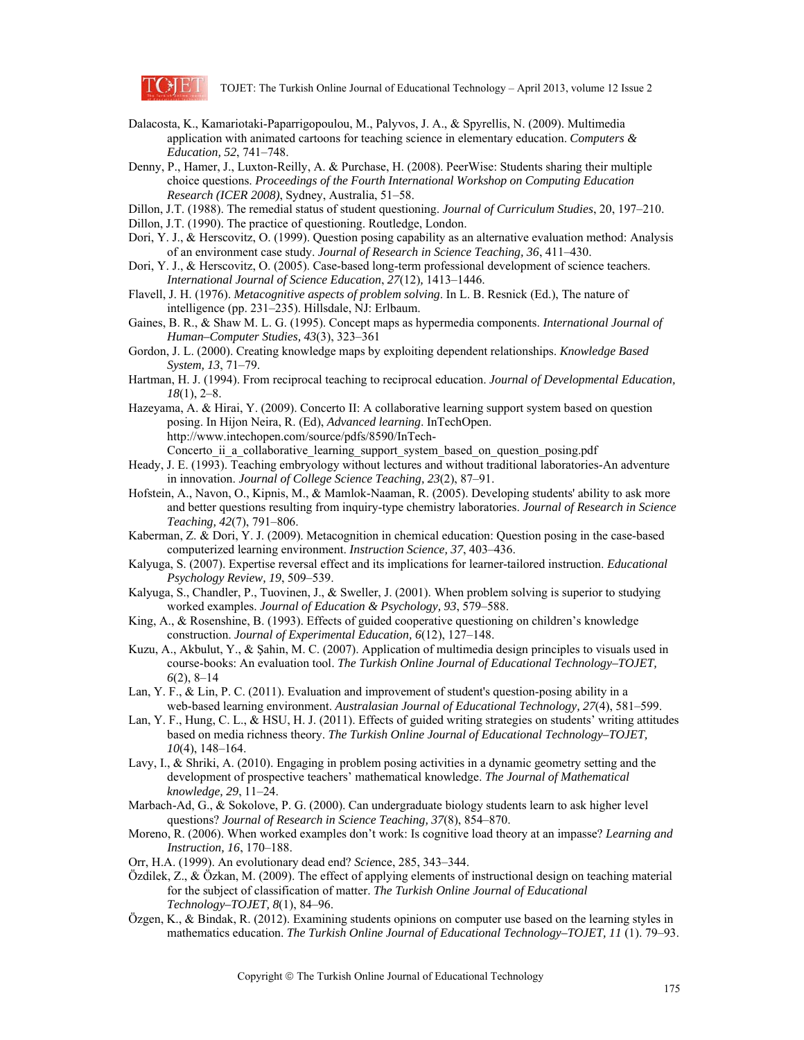Dalacosta, K., Kamariotaki-Paparrigopoulou, M., Palyvos, J. A., & Spyrellis, N. (2009). Multimedia application with animated cartoons for teaching science in elementary education. *Computers & Education, 52*, 741–748.

Denny, P., Hamer, J., Luxton-Reilly, A. & Purchase, H. (2008). PeerWise: Students sharing their multiple choice questions. *Proceedings of the Fourth International Workshop on Computing Education Research (ICER 2008)*, Sydney, Australia, 51–58.

Dillon, J.T. (1988). The remedial status of student questioning. *Journal of Curriculum Studies*, 20, 197–210.

Dillon, J.T. (1990). The practice of questioning. Routledge, London.

Dori, Y. J., & Herscovitz, O. (1999). Question posing capability as an alternative evaluation method: Analysis of an environment case study. *Journal of Research in Science Teaching, 36*, 411–430.

Dori, Y. J., & Herscovitz, O. (2005). Case-based long-term professional development of science teachers. *International Journal of Science Education*, *27*(12)*,* 1413–1446.

Flavell, J. H. (1976). *Metacognitive aspects of problem solving*. In L. B. Resnick (Ed.), The nature of intelligence (pp. 231–235). Hillsdale, NJ: Erlbaum.

Gaines, B. R., & Shaw M. L. G. (1995). Concept maps as hypermedia components. *International Journal of Human–Computer Studies, 43*(3), 323–361

Gordon, J. L. (2000). Creating knowledge maps by exploiting dependent relationships. *Knowledge Based System, 13*, 71–79.

Hartman, H. J. (1994). From reciprocal teaching to reciprocal education. *Journal of Developmental Education, 18*(1), 2–8.

Hazeyama, A. & Hirai, Y. (2009). Concerto II: A collaborative learning support system based on question posing. In Hijon Neira, R. (Ed), *Advanced learning*. InTechOpen. http://www.intechopen.com/source/pdfs/8590/InTech-Concerto_ii_a_collaborative_learning_support_system_based_on_question_posing.pdf

Heady, J. E. (1993). Teaching embryology without lectures and without traditional laboratories-An adventure in innovation. *Journal of College Science Teaching, 23*(2), 87–91.

Hofstein, A., Navon, O., Kipnis, M., & Mamlok-Naaman, R. (2005). Developing students' ability to ask more and better questions resulting from inquiry-type chemistry laboratories. *Journal of Research in Science Teaching, 42*(7), 791–806.

Kaberman, Z. & Dori, Y. J. (2009). Metacognition in chemical education: Question posing in the case-based computerized learning environment. *Instruction Science, 37*, 403–436.

Kalyuga, S. (2007). Expertise reversal effect and its implications for learner-tailored instruction. *Educational Psychology Review, 19*, 509–539.

Kalyuga, S., Chandler, P., Tuovinen, J., & Sweller, J. (2001). When problem solving is superior to studying worked examples. *Journal of Education & Psychology, 93*, 579–588.

King, A., & Rosenshine, B. (1993). Effects of guided cooperative questioning on children's knowledge construction. *Journal of Experimental Education, 6*(12), 127–148.

Kuzu, A., Akbulut, Y., & Şahin, M. C. (2007). Application of multimedia design principles to visuals used in course-books: An evaluation tool. *The Turkish Online Journal of Educational Technology–TOJET, 6*(2), 8–14

Lan, Y. F., & Lin, P. C. (2011). Evaluation and improvement of student's question-posing ability in a web-based learning environment. *Australasian Journal of Educational Technology, 27*(4), 581–599.

Lan, Y. F., Hung, C. L., & HSU, H. J. (2011). Effects of guided writing strategies on students' writing attitudes based on media richness theory. *The Turkish Online Journal of Educational Technology–TOJET, 10*(4), 148–164.

Lavy, I., & Shriki, A. (2010). Engaging in problem posing activities in a dynamic geometry setting and the development of prospective teachers' mathematical knowledge. *The Journal of Mathematical knowledge, 29*, 11–24.

Marbach-Ad, G., & Sokolove, P. G. (2000). Can undergraduate biology students learn to ask higher level questions? *Journal of Research in Science Teaching, 37*(8), 854–870.

Moreno, R. (2006). When worked examples don't work: Is cognitive load theory at an impasse? *Learning and Instruction, 16*, 170–188.

Orr, H.A. (1999). An evolutionary dead end? *Scie*nce, 285, 343–344.

Özdilek, Z., & Özkan, M. (2009). The effect of applying elements of instructional design on teaching material for the subject of classification of matter. *The Turkish Online Journal of Educational Technology–TOJET, 8*(1), 84–96.

Özgen, K., & Bindak, R. (2012). Examining students opinions on computer use based on the learning styles in mathematics education. *The Turkish Online Journal of Educational Technology–TOJET, 11* (1). 79–93.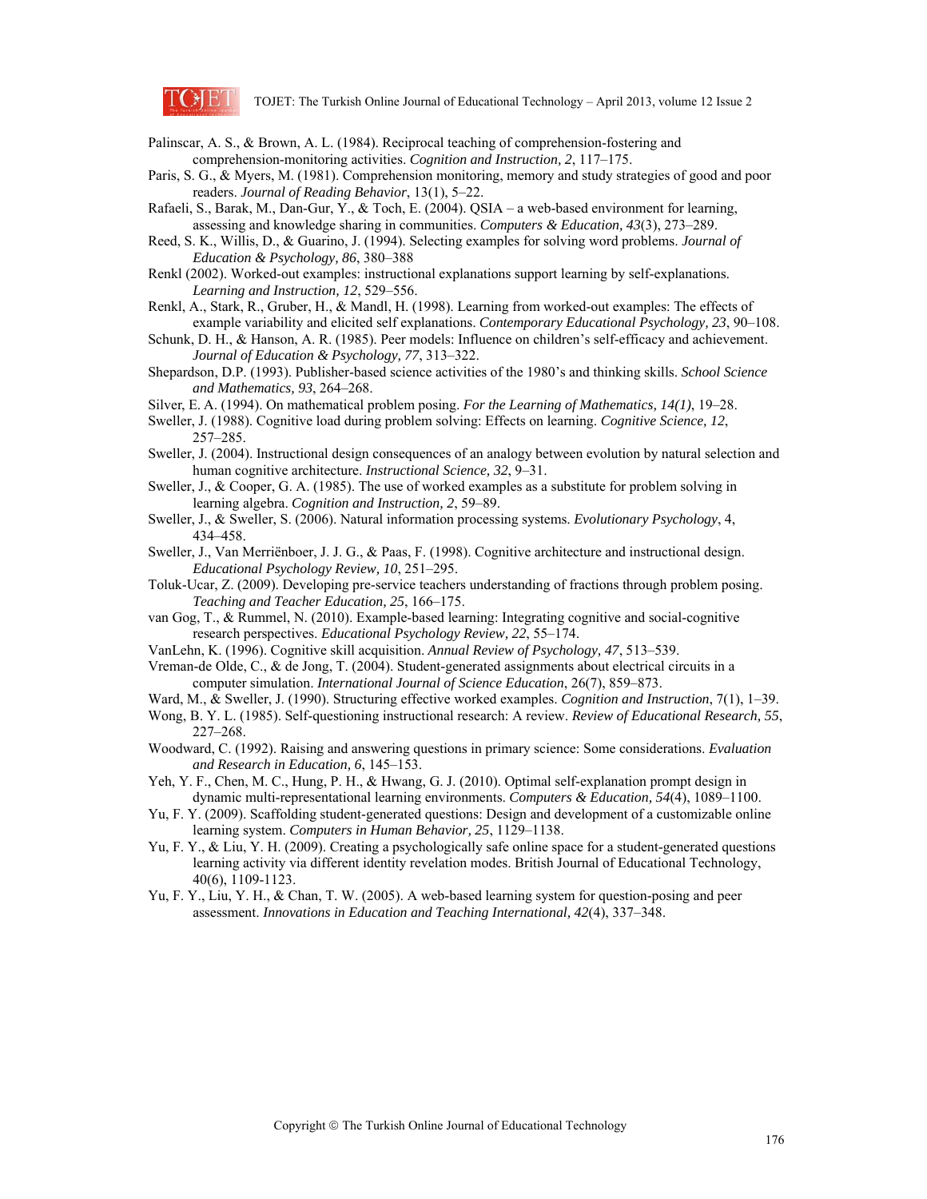Palinscar, A. S., & Brown, A. L. (1984). Reciprocal teaching of comprehension-fostering and comprehension-monitoring activities. *Cognition and Instruction, 2*, 117–175.

Paris, S. G., & Myers, M. (1981). Comprehension monitoring, memory and study strategies of good and poor readers. *Journal of Reading Behavior*, 13(1), 5–22.

Rafaeli, S., Barak, M., Dan-Gur, Y., & Toch, E. (2004). QSIA – a web-based environment for learning, assessing and knowledge sharing in communities. *Computers & Education, 43*(3), 273–289.

Reed, S. K., Willis, D., & Guarino, J. (1994). Selecting examples for solving word problems. *Journal of Education & Psychology, 86*, 380–388

Renkl (2002). Worked-out examples: instructional explanations support learning by self-explanations. *Learning and Instruction, 12*, 529–556.

Renkl, A., Stark, R., Gruber, H., & Mandl, H. (1998). Learning from worked-out examples: The effects of example variability and elicited self explanations. *Contemporary Educational Psychology, 23*, 90–108.

Schunk, D. H., & Hanson, A. R. (1985). Peer models: Influence on children's self-efficacy and achievement. *Journal of Education & Psychology, 77*, 313–322.

Shepardson, D.P. (1993). Publisher-based science activities of the 1980's and thinking skills. *School Science and Mathematics, 93*, 264–268.

Silver, E. A. (1994). On mathematical problem posing. *For the Learning of Mathematics, 14(1)*, 19–28.

Sweller, J. (1988). Cognitive load during problem solving: Effects on learning. *Cognitive Science, 12*, 257–285.

Sweller, J. (2004). Instructional design consequences of an analogy between evolution by natural selection and human cognitive architecture. *Instructional Science, 32*, 9–31.

Sweller, J., & Cooper, G. A. (1985). The use of worked examples as a substitute for problem solving in learning algebra. *Cognition and Instruction, 2*, 59–89.

Sweller, J., & Sweller, S. (2006). Natural information processing systems. *Evolutionary Psychology*, 4, 434–458.

Sweller, J., Van Merriënboer, J. J. G., & Paas, F. (1998). Cognitive architecture and instructional design. *Educational Psychology Review, 10*, 251–295.

Toluk-Ucar, Z. (2009). Developing pre-service teachers understanding of fractions through problem posing. *Teaching and Teacher Education, 25*, 166–175.

van Gog, T., & Rummel, N. (2010). Example-based learning: Integrating cognitive and social-cognitive research perspectives. *Educational Psychology Review, 22*, 55–174.

VanLehn, K. (1996). Cognitive skill acquisition. *Annual Review of Psychology, 47*, 513–539.

Vreman-de Olde, C., & de Jong, T. (2004). Student-generated assignments about electrical circuits in a computer simulation. *International Journal of Science Education*, 26(7), 859–873.

Ward, M., & Sweller, J. (1990). Structuring effective worked examples. *Cognition and Instruction*, 7(1), 1–39.

Wong, B. Y. L. (1985). Self-questioning instructional research: A review. *Review of Educational Research, 55*, 227–268.

Woodward, C. (1992). Raising and answering questions in primary science: Some considerations. *Evaluation and Research in Education, 6*, 145–153.

Yeh, Y. F., Chen, M. C., Hung, P. H., & Hwang, G. J. (2010). Optimal self-explanation prompt design in dynamic multi-representational learning environments. *Computers & Education, 54*(4), 1089–1100.

Yu, F. Y. (2009). Scaffolding student-generated questions: Design and development of a customizable online learning system. *Computers in Human Behavior, 25*, 1129–1138.

Yu, F. Y., & Liu, Y. H. (2009). Creating a psychologically safe online space for a student-generated questions learning activity via different identity revelation modes. British Journal of Educational Technology, 40(6), 1109-1123.

Yu, F. Y., Liu, Y. H., & Chan, T. W. (2005). A web-based learning system for question-posing and peer assessment. *Innovations in Education and Teaching International, 42*(4), 337–348.